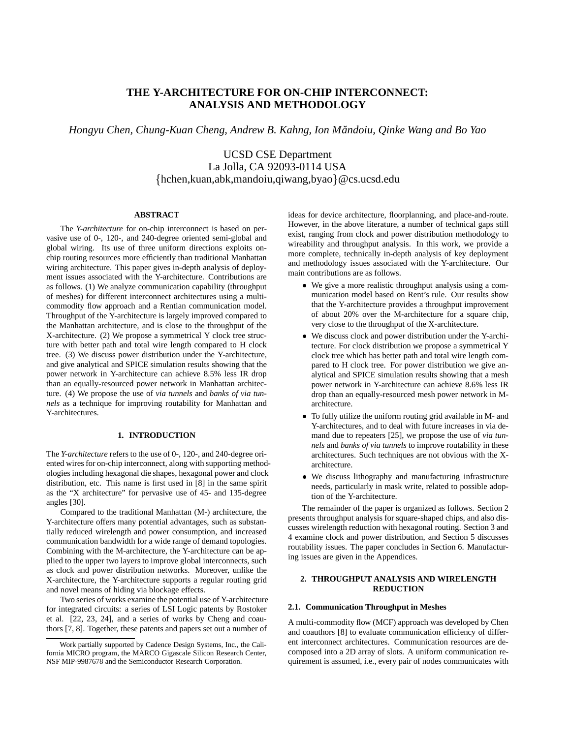# THE Y-ARCHITECTURE FOR ON-CHIP INTERCONNECT: ANALYSIS AND METHODOLOGY

*Hongyu Chen, Chung-Kuan Cheng, Andrew B. Kahng, Ion Măndoiu, Qinke Wang and Bo Yao*

UCSD CSE Department
La Jolla, CA 92093-0114 USA
{hchen,kuan,abk,mandoiu,qiwang,byao}@cs.ucsd.edu

### ABSTRACT

The *Y-architecture* for on-chip interconnect is based on pervasive use of 0-, 120-, and 240-degree oriented semi-global and global wiring. Its use of three uniform directions exploits on-chip routing resources more efficiently than traditional Manhattan wiring architecture. This paper gives in-depth analysis of deployment issues associated with the Y-architecture. Contributions are as follows. (1) We analyze communication capability (throughput of meshes) for different interconnect architectures using a multi-commodity flow approach and a Rentian communication model. Throughput of the Y-architecture is largely improved compared to the Manhattan architecture, and is close to the throughput of the X-architecture. (2) We propose a symmetrical Y clock tree structure with better path and total wire length compared to H clock tree. (3) We discuss power distribution under the Y-architecture, and give analytical and SPICE simulation results showing that the power network in Y-architecture can achieve 8.5% less IR drop than an equally-resourced power network in Manhattan architecture. (4) We propose the use of *via tunnels* and *banks of via tunnels* as a technique for improving routability for Manhattan and Y-architectures.

## 1. INTRODUCTION

The *Y-architecture* refers to the use of 0-, 120-, and 240-degree oriented wires for on-chip interconnect, along with supporting methodologies including hexagonal die shapes, hexagonal power and clock distribution, etc. This name is first used in [8] in the same spirit as the "X architecture" for pervasive use of 45- and 135-degree angles [30].

Compared to the traditional Manhattan (M-) architecture, the Y-architecture offers many potential advantages, such as substantially reduced wirelength and power consumption, and increased communication bandwidth for a wide range of demand topologies. Combining with the M-architecture, the Y-architecture can be applied to the upper two layers to improve global interconnects, such as clock and power distribution networks. Moreover, unlike the X-architecture, the Y-architecture supports a regular routing grid and novel means of hiding via blockage effects.

Two series of works examine the potential use of Y-architecture for integrated circuits: a series of LSI Logic patents by Rostoker et al. [22, 23, 24], and a series of works by Cheng and coauthors [7, 8]. Together, these patents and papers set out a number of ideas for device architecture, floorplanning, and place-and-route. However, in the above literature, a number of technical gaps still exist, ranging from clock and power distribution methodology to wireability and throughput analysis. In this work, we provide a more complete, technically in-depth analysis of key deployment and methodology issues associated with the Y-architecture. Our main contributions are as follows.

- We give a more realistic throughput analysis using a communication model based on Rent's rule. Our results show that the Y-architecture provides a throughput improvement of about 20% over the M-architecture for a square chip, very close to the throughput of the X-architecture.
- We discuss clock and power distribution under the Y-architecture. For clock distribution we propose a symmetrical Y clock tree which has better path and total wire length compared to H clock tree. For power distribution we give analytical and SPICE simulation results showing that a mesh power network in Y-architecture can achieve 8.6% less IR drop than an equally-resourced mesh power network in M-architecture.
- To fully utilize the uniform routing grid available in M- and Y-architectures, and to deal with future increases in via demand due to repeaters [25], we propose the use of *via tunnels* and *banks of via tunnels* to improve routability in these architectures. Such techniques are not obvious with the X-architecture.
- We discuss lithography and manufacturing infrastructure needs, particularly in mask write, related to possible adoption of the Y-architecture.

The remainder of the paper is organized as follows. Section 2 presents throughput analysis for square-shaped chips, and also discusses wirelength reduction with hexagonal routing. Section 3 and 4 examine clock and power distribution, and Section 5 discusses routability issues. The paper concludes in Section 6. Manufacturing issues are given in the Appendices.

## 2. THROUGHPUT ANALYSIS AND WIRELENGTH REDUCTION

### 2.1. Communication Throughput in Meshes

A multi-commodity flow (MCF) approach was developed by Chen and coauthors [8] to evaluate communication efficiency of different interconnect architectures. Communication resources are decomposed into a 2D array of slots. A uniform communication requirement is assumed, i.e., every pair of nodes communicates with

Work partially supported by Cadence Design Systems, Inc., the California MICRO program, the MARCO Gigascale Silicon Research Center, NSF MIP-9987678 and the Semiconductor Research Corporation.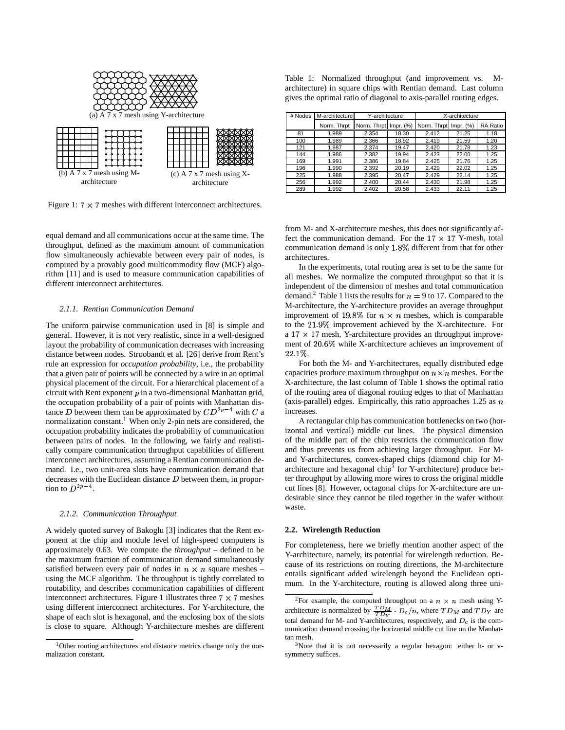(a) A 7 x 7 mesh using Y-architecture

(b) A 7 x 7 mesh using M-architecture

(c) A 7 x 7 mesh using X-architecture

Figure 1: $7 \times 7$ meshes with different interconnect architectures.

Table 1: Normalized throughput (and improvement vs. M-architecture) in square chips with Rentian demand. Last column gives the optimal ratio of diagonal to axis-parallel routing edges.

| # Nodes | M-architecture | Y-architecture | | X-architecture | | |
|---|---|---|---|---|---|---|
| | Norm. Thrpt | Norm. Thrpt | Impr. (%) | Norm. Thrpt | Impr. (%) | RA Ratio |
| 81 | 1.989 | 2.354 | 18.30 | 2.412 | 21.25 | 1.18 |
| 100 | 1.989 | 2.366 | 18.92 | 2.419 | 21.59 | 1.20 |
| 121 | 1.987 | 2.374 | 19.47 | 2.420 | 21.78 | 1.23 |
| 144 | 1.986 | 2.382 | 19.94 | 2.423 | 22.00 | 1.25 |
| 169 | 1.991 | 2.386 | 19.84 | 2.425 | 21.76 | 1.25 |
| 196 | 1.990 | 2.392 | 20.19 | 2.429 | 22.02 | 1.25 |
| 225 | 1.988 | 2.395 | 20.47 | 2.429 | 22.14 | 1.25 |
| 256 | 1.992 | 2.400 | 20.44 | 2.430 | 21.98 | 1.25 |
| 289 | 1.992 | 2.402 | 20.58 | 2.433 | 22.11 | 1.25 |

equal demand and all communications occur at the same time. The throughput, defined as the maximum amount of communication flow simultaneously achievable between every pair of nodes, is computed by a provably good multicommodity flow (MCF) algorithm [11] and is used to measure communication capabilities of different interconnect architectures.

#### 2.1.1. Rentian Communication Demand

The uniform pairwise communication used in [8] is simple and general. However, it is not very realistic, since in a well-designed layout the probability of communication decreases with increasing distance between nodes. Stroobandt et al. [26] derive from Rent's rule an expression for *occupation probability*, i.e., the probability that a given pair of points will be connected by a wire in an optimal physical placement of the circuit. For a hierarchical placement of a circuit with Rent exponent $p$ in a two-dimensional Manhattan grid, the occupation probability of a pair of points with Manhattan distance $D$ between them can be approximated by $CD^{2p-4}$ with $C$ a normalization constant.[1] When only 2-pin nets are considered, the occupation probability indicates the probability of communication between pairs of nodes. In the following, we fairly and realistically compare communication throughput capabilities of different interconnect architectures, assuming a Rentian communication demand. I.e., two unit-area slots have communication demand that decreases with the Euclidean distance $D$ between them, in proportion to $D^{2p-4}$.

#### 2.1.2. Communication Throughput

A widely quoted survey of Bakoglu [3] indicates that the Rent exponent at the chip and module level of high-speed computers is approximately 0.63. We compute the *throughput* – defined to be the maximum fraction of communication demand simultaneously satisfied between every pair of nodes in $n \times n$ square meshes – using the MCF algorithm. The throughput is tightly correlated to routability, and describes communication capabilities of different interconnect architectures. Figure 1 illustrates three $7 \times 7$ meshes using different interconnect architectures. For Y-architecture, the shape of each slot is hexagonal, and the enclosing box of the slots is close to square. Although Y-architecture meshes are different from M- and X-architecture meshes, this does not significantly affect the communication demand. For the $17 \times 17$ Y-mesh, total communication demand is only $1.8\%$ different from that for other architectures.

In the experiments, total routing area is set to be the same for all meshes. We normalize the computed throughput so that it is independent of the dimension of meshes and total communication demand.[2] Table 1 lists the results for $n = 9$ to 17. Compared to the M-architecture, the Y-architecture provides an average throughput improvement of $19.8\%$ for $n \times n$ meshes, which is comparable to the $21.9\%$ improvement achieved by the X-architecture. For a $17 \times 17$ mesh, Y-architecture provides an throughput improvement of $20.6\%$ while X-architecture achieves an improvement of $22.1\%$.

For both the M- and Y-architectures, equally distributed edge capacities produce maximum throughput on $n \times n$ meshes. For the X-architecture, the last column of Table 1 shows the optimal ratio of the routing area of diagonal routing edges to that of Manhattan (axis-parallel) edges. Empirically, this ratio approaches 1.25 as $n$ increases.

A rectangular chip has communication bottlenecks on two (horizontal and vertical) middle cut lines. The physical dimension of the middle part of the chip restricts the communication flow and thus prevents us from achieving larger throughput. For M- and Y-architectures, convex-shaped chips (diamond chip for M-architecture and hexagonal chip[3] for Y-architecture) produce better throughput by allowing more wires to cross the original middle cut lines [8]. However, octagonal chips for X-architecture are undesirable since they cannot be tiled together in the wafer without waste.

### 2.2. Wirelength Reduction

For completeness, here we briefly mention another aspect of the Y-architecture, namely, its potential for wirelength reduction. Because of its restrictions on routing directions, the M-architecture entails significant added wirelength beyond the Euclidean optimum. In the Y-architecture, routing is allowed along three uni-

[1] Other routing architectures and distance metrics change only the normalization constant.

[2] For example, the computed throughput on a $n \times n$ mesh using Y-architecture is normalized by $\frac{TD_M}{TD_Y} \cdot D_c/n$, where $TD_M$ and $TD_Y$ are total demand for M- and Y-architectures, respectively, and $D_c$ is the communication demand crossing the horizontal middle cut line on the Manhattan mesh.

[3] Note that it is not necessarily a regular hexagon: either h- or v-symmetry suffices.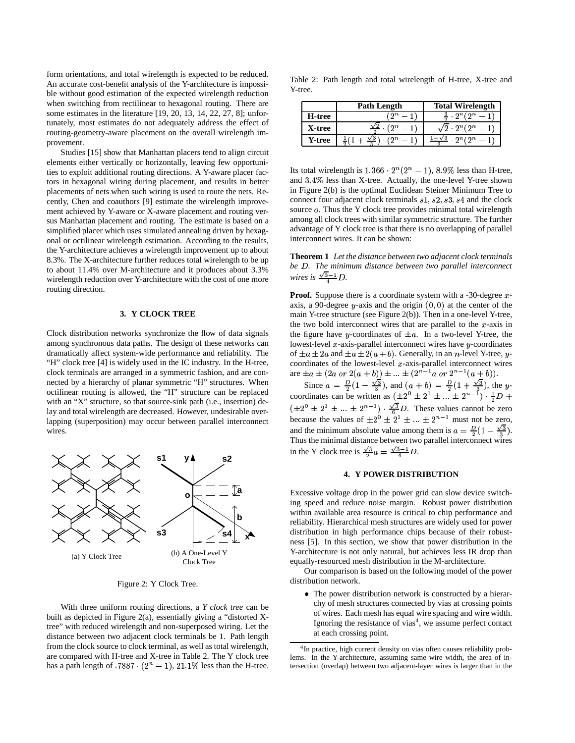form orientations, and total wirelength is expected to be reduced. An accurate cost-benefit analysis of the Y-architecture is impossible without good estimation of the expected wirelength reduction when switching from rectilinear to hexagonal routing. There are some estimates in the literature [19, 20, 13, 14, 22, 27, 8]; unfortunately, most estimates do not adequately address the effect of routing-geometry-aware placement on the overall wirelength improvement.

Studies [15] show that Manhattan placers tend to align circuit elements either vertically or horizontally, leaving few opportunities to exploit additional routing directions. A Y-aware placer factors in hexagonal wiring during placement, and results in better placements of nets when such wiring is used to route the nets. Recently, Chen and coauthors [9] estimate the wirelength improvement achieved by Y-aware or X-aware placement and routing versus Manhattan placement and routing. The estimate is based on a simplified placer which uses simulated annealing driven by hexagonal or octilinear wirelength estimation. According to the results, the Y-architecture achieves a wirelength improvement up to about 8.3%. The X-architecture further reduces total wirelength to be up to about 11.4% over M-architecture and it produces about 3.3% wirelength reduction over Y-architecture with the cost of one more routing direction.

## 3. Y CLOCK TREE

Clock distribution networks synchronize the flow of data signals among synchronous data paths. The design of these networks can dramatically affect system-wide performance and reliability. The "H" clock tree [4] is widely used in the IC industry. In the H-tree, clock terminals are arranged in a symmetric fashion, and are connected by a hierarchy of planar symmetric "H" structures. When octilinear routing is allowed, the "H" structure can be replaced with an "X" structure, so that source-sink path (i.e., insertion) delay and total wirelength are decreased. However, undesirable overlapping (superposition) may occur between parallel interconnect wires.

(a) Y Clock Tree

(b) A One-Level Y Clock Tree

Figure 2: Y Clock Tree.

With three uniform routing directions, a *Y clock tree* can be built as depicted in Figure 2(a), essentially giving a "distorted X-tree" with reduced wirelength and non-superposed wiring. Let the distance between two adjacent clock terminals be 1. Path length from the clock source to clock terminal, as well as total wirelength, are compared with H-tree and X-tree in Table 2. The Y clock tree has a path length of $.7887 \cdot (2^n - 1)$, $21.1\%$ less than the H-tree.

Table 2: Path length and total wirelength of H-tree, X-tree and Y-tree.

| | Path Length | Total Wirelength |
|---|---|---|
| **H-tree** | $(2^n - 1)$ | $\frac{3}{2} \cdot 2^n(2^n - 1)$ |
| **X-tree** | $\frac{\sqrt{2}}{2} \cdot (2^n - 1)$ | $\sqrt{2} \cdot 2^n(2^n - 1)$ |
| **Y-tree** | $\frac{1}{2}(1 + \frac{\sqrt{3}}{3}) \cdot (2^n - 1)$ | $\frac{1+\sqrt{3}}{2} \cdot 2^n(2^n - 1)$ |

Its total wirelength is $1.366 \cdot 2^n(2^n - 1)$, $8.9\%$ less than H-tree, and $3.4\%$ less than X-tree. Actually, the one-level Y-tree shown in Figure 2(b) is the optimal Euclidean Steiner Minimum Tree to connect four adjacent clock terminals $s1, s2, s3, s4$ and the clock source $o$. Thus the Y clock tree provides minimal total wirelength among all clock trees with similar symmetric structure. The further advantage of Y clock tree is that there is no overlapping of parallel interconnect wires. It can be shown:

**Theorem 1** *Let the distance between two adjacent clock terminals be $D$. The minimum distance between two parallel interconnect wires is $\frac{\sqrt{3}-1}{4}D$.*

**Proof.** Suppose there is a coordinate system with a -30-degree $x$-axis, a 90-degree $y$-axis and the origin $(0, 0)$ at the center of the main Y-tree structure (see Figure 2(b)). Then in a one-level Y-tree, the two bold interconnect wires that are parallel to the $x$-axis in the figure have $y$-coordinates of $\pm a$. In a two-level Y-tree, the lowest-level $x$-axis-parallel interconnect wires have $y$-coordinates of $\pm a \pm 2a$ and $\pm a \pm 2(a + b)$. Generally, in an $n$-level Y-tree, $y$-coordinates of the lowest-level $x$-axis-parallel interconnect wires are $\pm a \pm (2a \text{ or } 2(a + b)) \pm ... \pm (2^{n-1}a \text{ or } 2^{n-1}(a + b))$.

Since $a = \frac{D}{2}(1 - \frac{\sqrt{3}}{3})$, and $(a + b) = \frac{D}{2}(1 + \frac{\sqrt{3}}{3})$, the $y$-coordinates can be written as $(\pm 2^0 \pm 2^1 \pm ... \pm 2^{n-1}) \cdot \frac{1}{2}D + (\pm 2^0 \pm 2^1 \pm ... \pm 2^{n-1}) \cdot \frac{\sqrt{3}}{6}D$. These values cannot be zero because the values of $\pm 2^0 \pm 2^1 \pm ... \pm 2^{n-1}$ must not be zero, and the minimum absolute value among them is $a = \frac{D}{2}(1 - \frac{\sqrt{3}}{3})$. Thus the minimal distance between two parallel interconnect wires in the Y clock tree is $\frac{\sqrt{3}}{2}a = \frac{\sqrt{3}-1}{4}D$.

## 4. Y POWER DISTRIBUTION

Excessive voltage drop in the power grid can slow device switching speed and reduce noise margin. Robust power distribution within available area resource is critical to chip performance and reliability. Hierarchical mesh structures are widely used for power distribution in high performance chips because of their robustness [5]. In this section, we show that power distribution in the Y-architecture is not only natural, but achieves less IR drop than equally-resourced mesh distribution in the M-architecture.

Our comparison is based on the following model of the power distribution network.

- The power distribution network is constructed by a hierarchy of mesh structures connected by vias at crossing points of wires. Each mesh has equal wire spacing and wire width. Ignoring the resistance of vias[4], we assume perfect contact at each crossing point.

[4]In practice, high current density on vias often causes reliability problems. In the Y-architecture, assuming same wire width, the area of intersection (overlap) between two adjacent-layer wires is larger than in the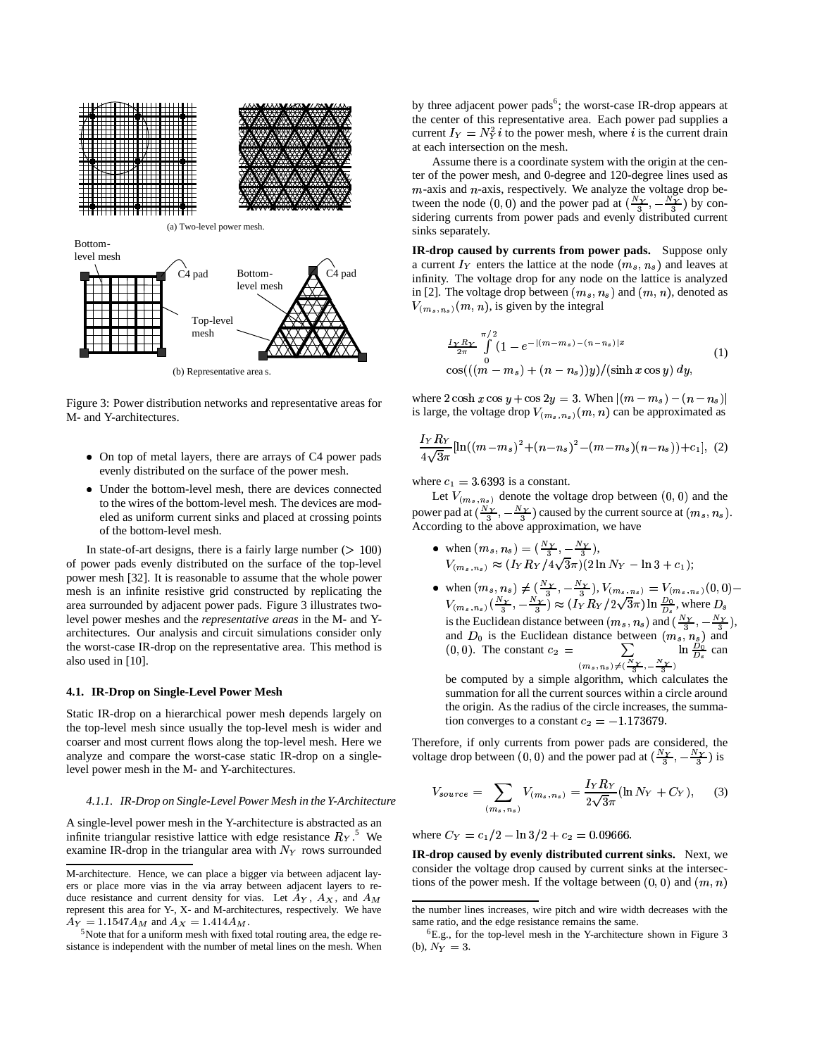(a) Two-level power mesh.

(b) Representative area s.

Figure 3: Power distribution networks and representative areas for M- and Y-architectures.

- On top of metal layers, there are arrays of C4 power pads evenly distributed on the surface of the power mesh.
- Under the bottom-level mesh, there are devices connected to the wires of the bottom-level mesh. The devices are modeled as uniform current sinks and placed at crossing points of the bottom-level mesh.

In state-of-art designs, there is a fairly large number ($> 100$) of power pads evenly distributed on the surface of the top-level power mesh [32]. It is reasonable to assume that the whole power mesh is an infinite resistive grid constructed by replicating the area surrounded by adjacent power pads. Figure 3 illustrates two-level power meshes and the *representative areas* in the M- and Y-architectures. Our analysis and circuit simulations consider only the worst-case IR-drop on the representative area. This method is also used in [10].

### 4.1. IR-Drop on Single-Level Power Mesh

Static IR-drop on a hierarchical power mesh depends largely on the top-level mesh since usually the top-level mesh is wider and coarser and most current flows along the top-level mesh. Here we analyze and compare the worst-case static IR-drop on a single-level power mesh in the M- and Y-architectures.

#### *4.1.1. IR-Drop on Single-Level Power Mesh in the Y-Architecture*

A single-level power mesh in the Y-architecture is abstracted as an infinite triangular resistive lattice with edge resistance $R_Y$.[5] We examine IR-drop in the triangular area with $N_Y$ rows surrounded by three adjacent power pads[6]; the worst-case IR-drop appears at the center of this representative area. Each power pad supplies a current $I_Y = N_Y^2 i$ to the power mesh, where $i$ is the current drain at each intersection on the mesh.

Assume there is a coordinate system with the origin at the center of the power mesh, and 0-degree and 120-degree lines used as $m$-axis and $n$-axis, respectively. We analyze the voltage drop between the node $(0, 0)$ and the power pad at $(\frac{N_Y}{3}, -\frac{N_Y}{3})$ by considering currents from power pads and evenly distributed current sinks separately.

**IR-drop caused by currents from power pads.** Suppose only a current $I_Y$ enters the lattice at the node $(m_s, n_s)$ and leaves at infinity. The voltage drop for any node on the lattice is analyzed in [2]. The voltage drop between $(m_s, n_s)$ and $(m, n)$, denoted as $V_{(m_s,n_s)}(m, n)$, is given by the integral

$$\frac{I_Y R_Y}{2\pi} \int_0^{\pi/2} (1 - e^{-|(m-m_s)-(n-n_s)|x} \cos(((m - m_s) + (n - n_s))y)/(\sinh x \cos y)\, dy, \quad (1)$$

where $2\cosh x \cos y + \cos 2y = 3$. When $|(m - m_s) - (n - n_s)|$ is large, the voltage drop $V_{(m_s,n_s)}(m, n)$ can be approximated as

$$\frac{I_Y R_Y}{4\sqrt{3}\pi}[\ln((m-m_s)^2+(n-n_s)^2-(m-m_s)(n-n_s))+c_1], \quad (2)$$

where $c_1 = 3.6393$ is a constant.

Let $V_{(m_s,n_s)}$ denote the voltage drop between $(0, 0)$ and the power pad at $(\frac{N_Y}{3}, -\frac{N_Y}{3})$ caused by the current source at $(m_s, n_s)$. According to the above approximation, we have

- when $(m_s, n_s) = (\frac{N_Y}{3}, -\frac{N_Y}{3})$, $V_{(m_s,n_s)} \approx (I_Y R_Y / 4\sqrt{3}\pi)(2 \ln N_Y - \ln 3 + c_1)$;
- when $(m_s, n_s) \neq (\frac{N_Y}{3}, -\frac{N_Y}{3})$, $V_{(m_s,n_s)} = V_{(m_s,n_s)}(0, 0) - V_{(m_s,n_s)}(\frac{N_Y}{3}, -\frac{N_Y}{3}) \approx (I_Y R_Y / 2\sqrt{3}\pi) \ln \frac{D_0}{D_s}$, where $D_s$ is the Euclidean distance between $(m_s, n_s)$ and $(\frac{N_Y}{3}, -\frac{N_Y}{3})$, and $D_0$ is the Euclidean distance between $(m_s, n_s)$ and $(0, 0)$. The constant $c_2 = \sum_{(m_s,n_s) \neq (\frac{N_Y}{3}, -\frac{N_Y}{3})} \ln \frac{D_0}{D_s}$ can be computed by a simple algorithm, which calculates the summation for all the current sources within a circle around the origin. As the radius of the circle increases, the summation converges to a constant $c_2 = -1.173679$.

Therefore, if only currents from power pads are considered, the voltage drop between $(0, 0)$ and the power pad at $(\frac{N_Y}{3}, -\frac{N_Y}{3})$ is

$$V_{source} = \sum_{(m_s,n_s)} V_{(m_s,n_s)} = \frac{I_Y R_Y}{2\sqrt{3}\pi}(\ln N_Y + C_Y), \quad (3)$$

where $C_Y = c_1/2 - \ln 3/2 + c_2 = 0.09666$.

**IR-drop caused by evenly distributed current sinks.** Next, we consider the voltage drop caused by current sinks at the intersections of the power mesh. If the voltage between $(0, 0)$ and $(m, n)$

---

M-architecture. Hence, we can place a bigger via between adjacent layers or place more vias in the via array between adjacent layers to reduce resistance and current density for vias. Let $A_Y$, $A_X$, and $A_M$ represent this area for Y-, X- and M-architectures, respectively. We have $A_Y = 1.1547A_M$ and $A_X = 1.414A_M$.

[5] Note that for a uniform mesh with fixed total routing area, the edge resistance is independent with the number of metal lines on the mesh. When the number lines increases, wire pitch and wire width decreases with the same ratio, and the edge resistance remains the same.

[6] E.g., for the top-level mesh in the Y-architecture shown in Figure 3 (b), $N_Y = 3$.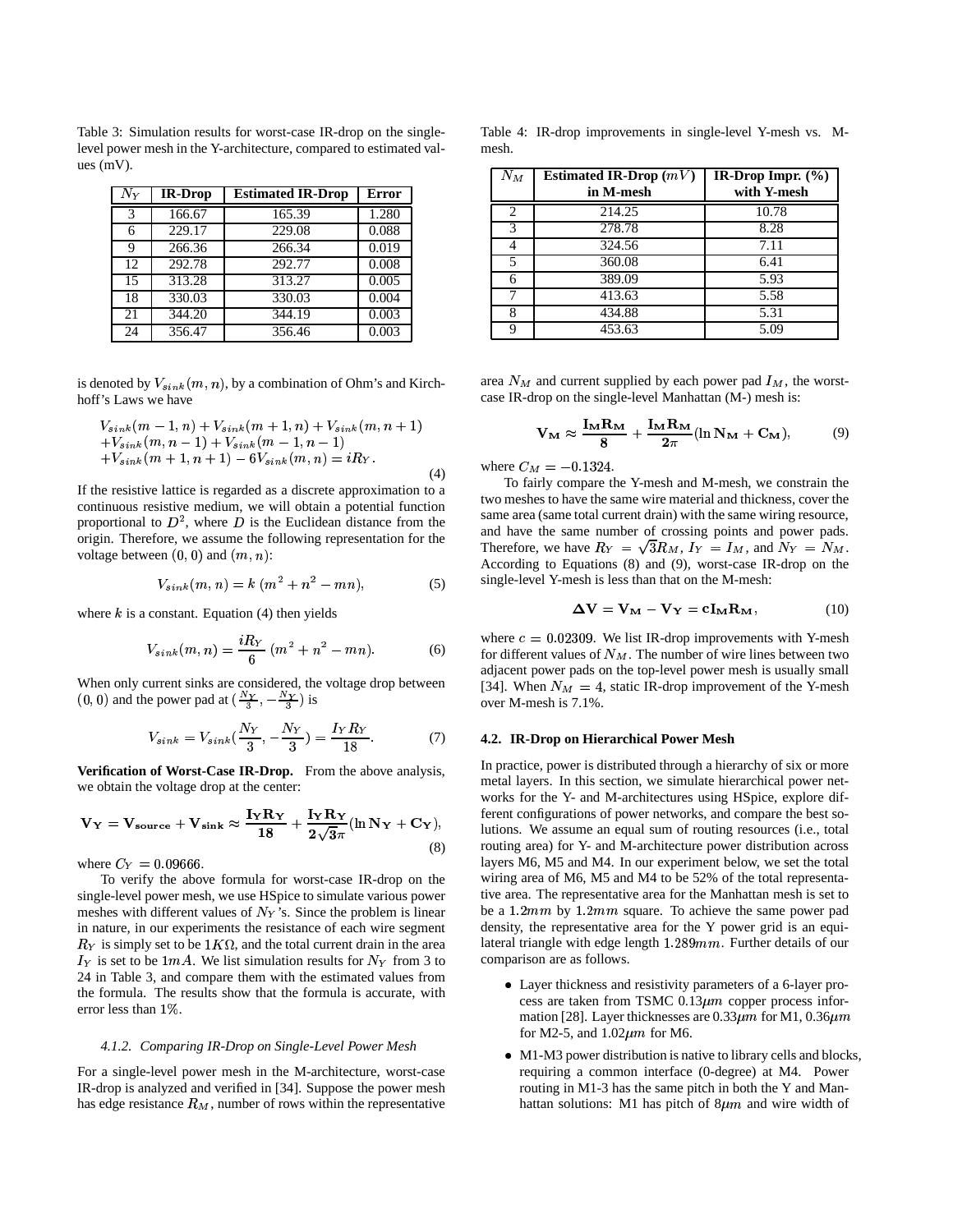Table 3: Simulation results for worst-case IR-drop on the single-level power mesh in the Y-architecture, compared to estimated values (mV).

| $N_Y$ | IR-Drop | Estimated IR-Drop | Error |
|---|---|---|---|
| 3 | 166.67 | 165.39 | 1.280 |
| 6 | 229.17 | 229.08 | 0.088 |
| 9 | 266.36 | 266.34 | 0.019 |
| 12 | 292.78 | 292.77 | 0.008 |
| 15 | 313.28 | 313.27 | 0.005 |
| 18 | 330.03 | 330.03 | 0.004 |
| 21 | 344.20 | 344.19 | 0.003 |
| 24 | 356.47 | 356.46 | 0.003 |

is denoted by $V_{sink}(m,n)$, by a combination of Ohm's and Kirchhoff's Laws we have

$$\begin{aligned}&V_{sink}(m-1,n)+V_{sink}(m+1,n)+V_{sink}(m,n+1)\\&+V_{sink}(m,n-1)+V_{sink}(m-1,n-1)\\&+V_{sink}(m+1,n+1)-6V_{sink}(m,n)=iR_Y.\end{aligned} \tag{4}$$

If the resistive lattice is regarded as a discrete approximation to a continuous resistive medium, we will obtain a potential function proportional to $D^2$, where $D$ is the Euclidean distance from the origin. Therefore, we assume the following representation for the voltage between $(0,0)$ and $(m,n)$:

$$V_{sink}(m,n)=k\,(m^2+n^2-mn), \tag{5}$$

where $k$ is a constant. Equation (4) then yields

$$V_{sink}(m,n)=\frac{iR_Y}{6}\,(m^2+n^2-mn). \tag{6}$$

When only current sinks are considered, the voltage drop between $(0,0)$ and the power pad at $(\frac{N_Y}{3},-\frac{N_Y}{3})$ is

$$V_{sink}=V_{sink}(\frac{N_Y}{3},-\frac{N_Y}{3})=\frac{I_Y R_Y}{18}. \tag{7}$$

**Verification of Worst-Case IR-Drop.** From the above analysis, we obtain the voltage drop at the center:

$$\mathbf{V_Y=V_{source}+V_{sink}\approx\frac{I_Y R_Y}{18}+\frac{I_Y R_Y}{2\sqrt{3}\pi}(\ln N_Y+C_Y)}, \tag{8}$$

where $C_Y=0.09666$.

To verify the above formula for worst-case IR-drop on the single-level power mesh, we use HSpice to simulate various power meshes with different values of $N_Y$'s. Since the problem is linear in nature, in our experiments the resistance of each wire segment $R_Y$ is simply set to be $1K\Omega$, and the total current drain in the area $I_Y$ is set to be $1mA$. We list simulation results for $N_Y$ from 3 to 24 in Table 3, and compare them with the estimated values from the formula. The results show that the formula is accurate, with error less than 1%.

#### *4.1.2. Comparing IR-Drop on Single-Level Power Mesh*

For a single-level power mesh in the M-architecture, worst-case IR-drop is analyzed and verified in [34]. Suppose the power mesh has edge resistance $R_M$, number of rows within the representative area $N_M$ and current supplied by each power pad $I_M$, the worst-case IR-drop on the single-level Manhattan (M-) mesh is:

$$\mathbf{V_M\approx\frac{I_M R_M}{8}+\frac{I_M R_M}{2\pi}(\ln N_M+C_M)}, \tag{9}$$

where $C_M=-0.1324$.

Table 4: IR-drop improvements in single-level Y-mesh vs. M-mesh.

| $N_M$ | Estimated IR-Drop ($mV$) in M-mesh | IR-Drop Impr. (%) with Y-mesh |
|---|---|---|
| 2 | 214.25 | 10.78 |
| 3 | 278.78 | 8.28 |
| 4 | 324.56 | 7.11 |
| 5 | 360.08 | 6.41 |
| 6 | 389.09 | 5.93 |
| 7 | 413.63 | 5.58 |
| 8 | 434.88 | 5.31 |
| 9 | 453.63 | 5.09 |

To fairly compare the Y-mesh and M-mesh, we constrain the two meshes to have the same wire material and thickness, cover the same area (same total current drain) with the same wiring resource, and have the same number of crossing points and power pads. Therefore, we have $R_Y=\sqrt{3}R_M$, $I_Y=I_M$, and $N_Y=N_M$. According to Equations (8) and (9), worst-case IR-drop on the single-level Y-mesh is less than that on the M-mesh:

$$\mathbf{\Delta V=V_M-V_Y=cI_M R_M}, \tag{10}$$

where $c=0.02309$. We list IR-drop improvements with Y-mesh for different values of $N_M$. The number of wire lines between two adjacent power pads on the top-level power mesh is usually small [34]. When $N_M=4$, static IR-drop improvement of the Y-mesh over M-mesh is 7.1%.

### 4.2. IR-Drop on Hierarchical Power Mesh

In practice, power is distributed through a hierarchy of six or more metal layers. In this section, we simulate hierarchical power networks for the Y- and M-architectures using HSpice, explore different configurations of power networks, and compare the best solutions. We assume an equal sum of routing resources (i.e., total routing area) for Y- and M-architecture power distribution across layers M6, M5 and M4. In our experiment below, we set the total wiring area of M6, M5 and M4 to be 52% of the total representative area. The representative area for the Manhattan mesh is set to be a $1.2mm$ by $1.2mm$ square. To achieve the same power pad density, the representative area for the Y power grid is an equilateral triangle with edge length $1.289mm$. Further details of our comparison are as follows.

- Layer thickness and resistivity parameters of a 6-layer process are taken from TSMC 0.13$\mu m$ copper process information [28]. Layer thicknesses are $0.33\mu m$ for M1, $0.36\mu m$ for M2-5, and $1.02\mu m$ for M6.
- M1-M3 power distribution is native to library cells and blocks, requiring a common interface (0-degree) at M4. Power routing in M1-3 has the same pitch in both the Y and Manhattan solutions: M1 has pitch of $8\mu m$ and wire width of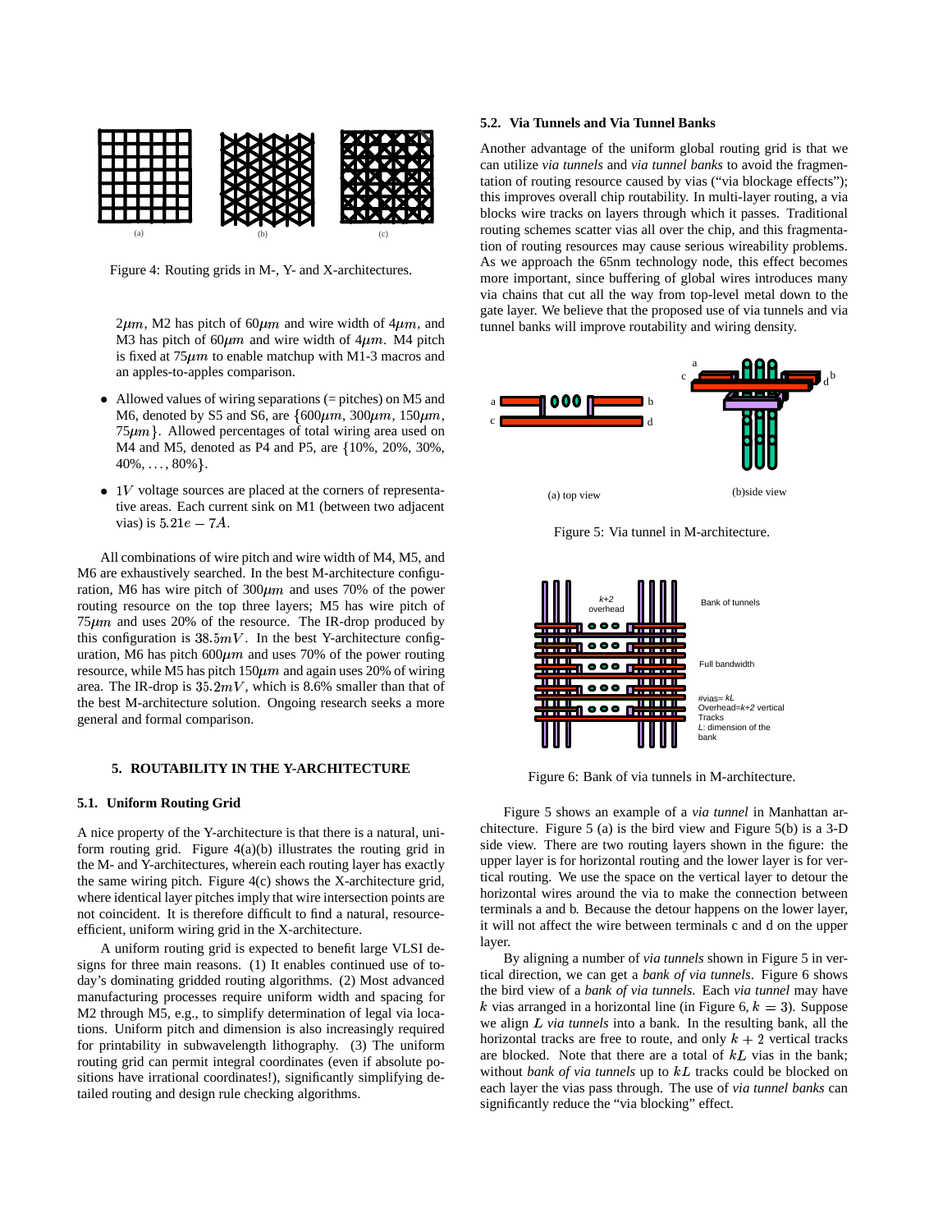(a) (b) (c)

Figure 4: Routing grids in M-, Y- and X-architectures.

$2\mu m$, M2 has pitch of $60\mu m$ and wire width of $4\mu m$, and M3 has pitch of $60\mu m$ and wire width of $4\mu m$. M4 pitch is fixed at $75\mu m$ to enable matchup with M1-3 macros and an apples-to-apples comparison.

- Allowed values of wiring separations (= pitches) on M5 and M6, denoted by S5 and S6, are $\{600\mu m, 300\mu m, 150\mu m, 75\mu m\}$. Allowed percentages of total wiring area used on M4 and M5, denoted as P4 and P5, are {10%, 20%, 30%, 40%, ..., 80%}.
- $1V$ voltage sources are placed at the corners of representative areas. Each current sink on M1 (between two adjacent vias) is $5.21e-7A$.

All combinations of wire pitch and wire width of M4, M5, and M6 are exhaustively searched. In the best M-architecture configuration, M6 has wire pitch of $300\mu m$ and uses 70% of the power routing resource on the top three layers; M5 has wire pitch of $75\mu m$ and uses 20% of the resource. The IR-drop produced by this configuration is $38.5mV$. In the best Y-architecture configuration, M6 has pitch $600\mu m$ and uses 70% of the power routing resource, while M5 has pitch $150\mu m$ and again uses 20% of wiring area. The IR-drop is $35.2mV$, which is 8.6% smaller than that of the best M-architecture solution. Ongoing research seeks a more general and formal comparison.

## 5. ROUTABILITY IN THE Y-ARCHITECTURE

### 5.1. Uniform Routing Grid

A nice property of the Y-architecture is that there is a natural, uniform routing grid. Figure 4(a)(b) illustrates the routing grid in the M- and Y-architectures, wherein each routing layer has exactly the same wiring pitch. Figure 4(c) shows the X-architecture grid, where identical layer pitches imply that wire intersection points are not coincident. It is therefore difficult to find a natural, resource-efficient, uniform wiring grid in the X-architecture.

A uniform routing grid is expected to benefit large VLSI designs for three main reasons. (1) It enables continued use of today's dominating gridded routing algorithms. (2) Most advanced manufacturing processes require uniform width and spacing for M2 through M5, e.g., to simplify determination of legal via locations. Uniform pitch and dimension is also increasingly required for printability in subwavelength lithography. (3) The uniform routing grid can permit integral coordinates (even if absolute positions have irrational coordinates!), significantly simplifying detailed routing and design rule checking algorithms.

### 5.2. Via Tunnels and Via Tunnel Banks

Another advantage of the uniform global routing grid is that we can utilize *via tunnels* and *via tunnel banks* to avoid the fragmentation of routing resource caused by vias ("via blockage effects"); this improves overall chip routability. In multi-layer routing, a via blocks wire tracks on layers through which it passes. Traditional routing schemes scatter vias all over the chip, and this fragmentation of routing resources may cause serious wireability problems. As we approach the 65nm technology node, this effect becomes more important, since buffering of global wires introduces many via chains that cut all the way from top-level metal down to the gate layer. We believe that the proposed use of via tunnels and via tunnel banks will improve routability and wiring density.

(a) top view (b)side view

Figure 5: Via tunnel in M-architecture.

Figure 6: Bank of via tunnels in M-architecture.

Figure 5 shows an example of a *via tunnel* in Manhattan architecture. Figure 5 (a) is the bird view and Figure 5(b) is a 3-D side view. There are two routing layers shown in the figure: the upper layer is for horizontal routing and the lower layer is for vertical routing. We use the space on the vertical layer to detour the horizontal wires around the via to make the connection between terminals a and b. Because the detour happens on the lower layer, it will not affect the wire between terminals c and d on the upper layer.

By aligning a number of *via tunnels* shown in Figure 5 in vertical direction, we can get a *bank of via tunnels*. Figure 6 shows the bird view of a *bank of via tunnels*. Each *via tunnel* may have $k$ vias arranged in a horizontal line (in Figure 6, $k = 3$). Suppose we align $L$ *via tunnels* into a bank. In the resulting bank, all the horizontal tracks are free to route, and only $k+2$ vertical tracks are blocked. Note that there are a total of $kL$ vias in the bank; without *bank of via tunnels* up to $kL$ tracks could be blocked on each layer the vias pass through. The use of *via tunnel banks* can significantly reduce the "via blocking" effect.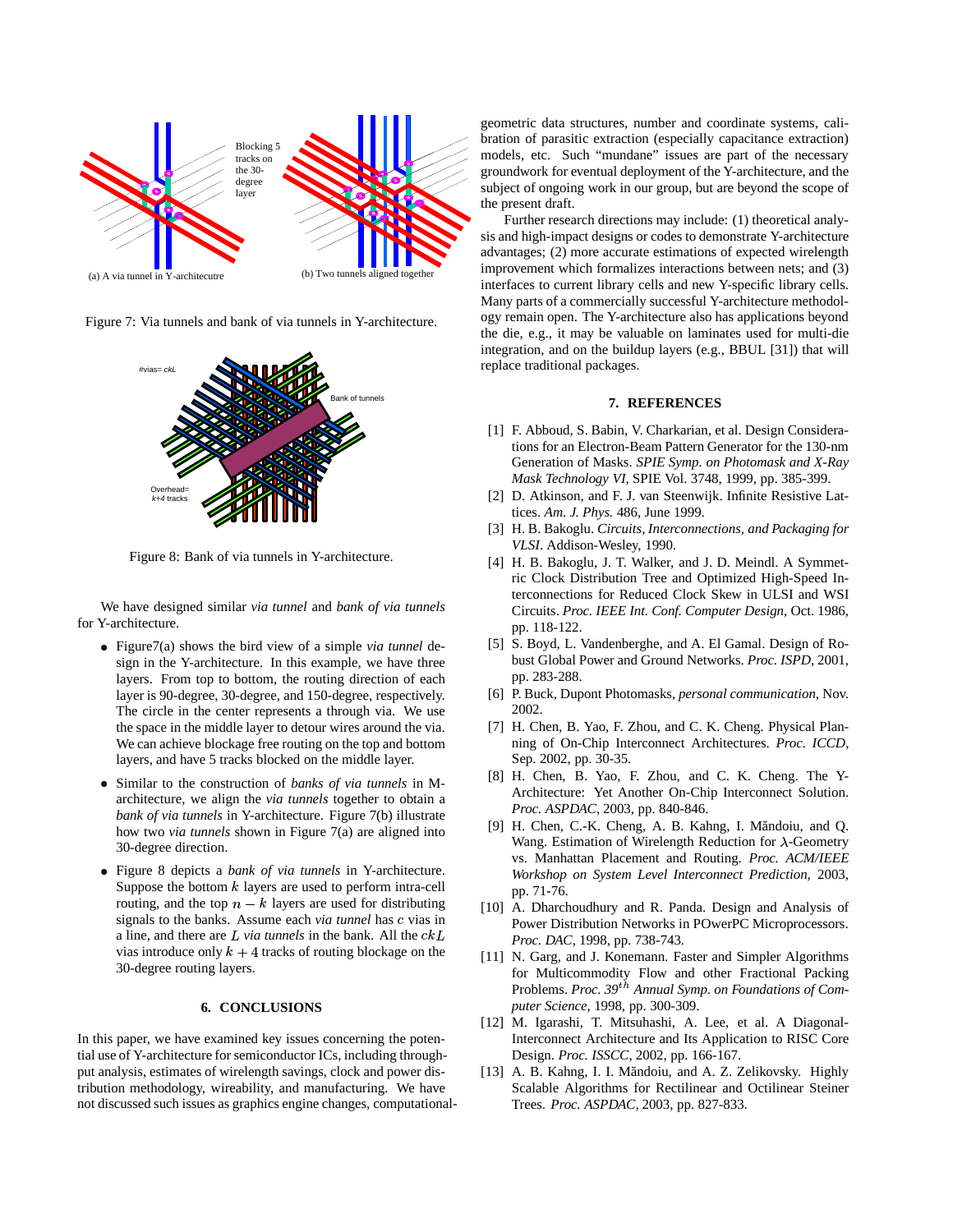(a) A via tunnel in Y-architecutre

(b) Two tunnels aligned together

Figure 7: Via tunnels and bank of via tunnels in Y-architecture.

Figure 8: Bank of via tunnels in Y-architecture.

We have designed similar *via tunnel* and *bank of via tunnels* for Y-architecture.

- Figure7(a) shows the bird view of a simple *via tunnel* design in the Y-architecture. In this example, we have three layers. From top to bottom, the routing direction of each layer is 90-degree, 30-degree, and 150-degree, respectively. The circle in the center represents a through via. We use the space in the middle layer to detour wires around the via. We can achieve blockage free routing on the top and bottom layers, and have 5 tracks blocked on the middle layer.
- Similar to the construction of *banks of via tunnels* in M-architecture, we align the *via tunnels* together to obtain a *bank of via tunnels* in Y-architecture. Figure 7(b) illustrate how two *via tunnels* shown in Figure 7(a) are aligned into 30-degree direction.
- Figure 8 depicts a *bank of via tunnels* in Y-architecture. Suppose the bottom $k$ layers are used to perform intra-cell routing, and the top $n - k$ layers are used for distributing signals to the banks. Assume each *via tunnel* has $c$ vias in a line, and there are $L$ *via tunnels* in the bank. All the $ckL$ vias introduce only $k + 4$ tracks of routing blockage on the 30-degree routing layers.

## 6. CONCLUSIONS

In this paper, we have examined key issues concerning the potential use of Y-architecture for semiconductor ICs, including throughput analysis, estimates of wirelength savings, clock and power distribution methodology, wireability, and manufacturing. We have not discussed such issues as graphics engine changes, computational-geometric data structures, number and coordinate systems, calibration of parasitic extraction (especially capacitance extraction) models, etc. Such "mundane" issues are part of the necessary groundwork for eventual deployment of the Y-architecture, and the subject of ongoing work in our group, but are beyond the scope of the present draft.

Further research directions may include: (1) theoretical analysis and high-impact designs or codes to demonstrate Y-architecture advantages; (2) more accurate estimations of expected wirelength improvement which formalizes interactions between nets; and (3) interfaces to current library cells and new Y-specific library cells. Many parts of a commercially successful Y-architecture methodology remain open. The Y-architecture also has applications beyond the die, e.g., it may be valuable on laminates used for multi-die integration, and on the buildup layers (e.g., BBUL [31]) that will replace traditional packages.

## 7. REFERENCES

[1] F. Abboud, S. Babin, V. Charkarian, et al. Design Considerations for an Electron-Beam Pattern Generator for the 130-nm Generation of Masks. *SPIE Symp. on Photomask and X-Ray Mask Technology VI*, SPIE Vol. 3748, 1999, pp. 385-399.

[2] D. Atkinson, and F. J. van Steenwijk. Infinite Resistive Lattices. *Am. J. Phys.* 486, June 1999.

[3] H. B. Bakoglu. *Circuits, Interconnections, and Packaging for VLSI*. Addison-Wesley, 1990.

[4] H. B. Bakoglu, J. T. Walker, and J. D. Meindl. A Symmetric Clock Distribution Tree and Optimized High-Speed Interconnections for Reduced Clock Skew in ULSI and WSI Circuits. *Proc. IEEE Int. Conf. Computer Design*, Oct. 1986, pp. 118-122.

[5] S. Boyd, L. Vandenberghe, and A. El Gamal. Design of Robust Global Power and Ground Networks. *Proc. ISPD*, 2001, pp. 283-288.

[6] P. Buck, Dupont Photomasks, *personal communication*, Nov. 2002.

[7] H. Chen, B. Yao, F. Zhou, and C. K. Cheng. Physical Planning of On-Chip Interconnect Architectures. *Proc. ICCD*, Sep. 2002, pp. 30-35.

[8] H. Chen, B. Yao, F. Zhou, and C. K. Cheng. The Y-Architecture: Yet Another On-Chip Interconnect Solution. *Proc. ASPDAC*, 2003, pp. 840-846.

[9] H. Chen, C.-K. Cheng, A. B. Kahng, I. Măndoiu, and Q. Wang. Estimation of Wirelength Reduction for $\lambda$-Geometry vs. Manhattan Placement and Routing. *Proc. ACM/IEEE Workshop on System Level Interconnect Prediction*, 2003, pp. 71-76.

[10] A. Dharchoudhury and R. Panda. Design and Analysis of Power Distribution Networks in POwerPC Microprocessors. *Proc. DAC*, 1998, pp. 738-743.

[11] N. Garg, and J. Konemann. Faster and Simpler Algorithms for Multicommodity Flow and other Fractional Packing Problems. *Proc. 39$^{th}$ Annual Symp. on Foundations of Computer Science*, 1998, pp. 300-309.

[12] M. Igarashi, T. Mitsuhashi, A. Lee, et al. A Diagonal-Interconnect Architecture and Its Application to RISC Core Design. *Proc. ISSCC*, 2002, pp. 166-167.

[13] A. B. Kahng, I. I. Măndoiu, and A. Z. Zelikovsky. Highly Scalable Algorithms for Rectilinear and Octilinear Steiner Trees. *Proc. ASPDAC*, 2003, pp. 827-833.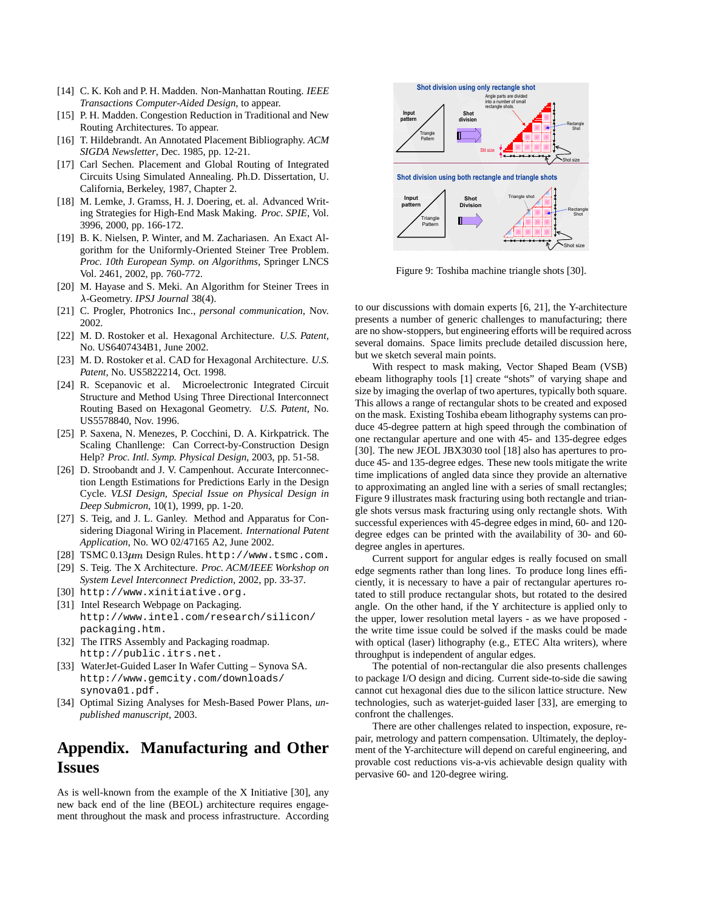[14] C. K. Koh and P. H. Madden. Non-Manhattan Routing. *IEEE Transactions Computer-Aided Design*, to appear.

[15] P. H. Madden. Congestion Reduction in Traditional and New Routing Architectures. To appear.

[16] T. Hildebrandt. An Annotated Placement Bibliography. *ACM SIGDA Newsletter*, Dec. 1985, pp. 12-21.

[17] Carl Sechen. Placement and Global Routing of Integrated Circuits Using Simulated Annealing. Ph.D. Dissertation, U. California, Berkeley, 1987, Chapter 2.

[18] M. Lemke, J. Gramss, H. J. Doering, et. al. Advanced Writing Strategies for High-End Mask Making. *Proc. SPIE*, Vol. 3996, 2000, pp. 166-172.

[19] B. K. Nielsen, P. Winter, and M. Zachariasen. An Exact Algorithm for the Uniformly-Oriented Steiner Tree Problem. *Proc. 10th European Symp. on Algorithms*, Springer LNCS Vol. 2461, 2002, pp. 760-772.

[20] M. Hayase and S. Meki. An Algorithm for Steiner Trees in $\lambda$-Geometry. *IPSJ Journal* 38(4).

[21] C. Progler, Photronics Inc., *personal communication*, Nov. 2002.

[22] M. D. Rostoker et al. Hexagonal Architecture. *U.S. Patent*, No. US6407434B1, June 2002.

[23] M. D. Rostoker et al. CAD for Hexagonal Architecture. *U.S. Patent*, No. US5822214, Oct. 1998.

[24] R. Scepanovic et al. Microelectronic Integrated Circuit Structure and Method Using Three Directional Interconnect Routing Based on Hexagonal Geometry. *U.S. Patent*, No. US5578840, Nov. 1996.

[25] P. Saxena, N. Menezes, P. Cocchini, D. A. Kirkpatrick. The Scaling Chanllenge: Can Correct-by-Construction Design Help? *Proc. Intl. Symp. Physical Design*, 2003, pp. 51-58.

[26] D. Stroobandt and J. V. Campenhout. Accurate Interconnection Length Estimations for Predictions Early in the Design Cycle. *VLSI Design, Special Issue on Physical Design in Deep Submicron*, 10(1), 1999, pp. 1-20.

[27] S. Teig, and J. L. Ganley. Method and Apparatus for Considering Diagonal Wiring in Placement. *International Patent Application*, No. WO 02/47165 A2, June 2002.

[28] TSMC 0.13$\mu m$ Design Rules. http://www.tsmc.com.

[29] S. Teig. The X Architecture. *Proc. ACM/IEEE Workshop on System Level Interconnect Prediction*, 2002, pp. 33-37.

[30] http://www.xinitiative.org.

[31] Intel Research Webpage on Packaging. http://www.intel.com/research/silicon/packaging.htm.

[32] The ITRS Assembly and Packaging roadmap. http://public.itrs.net.

[33] WaterJet-Guided Laser In Wafer Cutting – Synova SA. http://www.gemcity.com/downloads/synova01.pdf.

[34] Optimal Sizing Analyses for Mesh-Based Power Plans, *unpublished manuscript*, 2003.

# Appendix. Manufacturing and Other Issues

As is well-known from the example of the X Initiative [30], any new back end of the line (BEOL) architecture requires engagement throughout the mask and process infrastructure. According to our discussions with domain experts [6, 21], the Y-architecture presents a number of generic challenges to manufacturing; there are no show-stoppers, but engineering efforts will be required across several domains. Space limits preclude detailed discussion here, but we sketch several main points.

Shot division using only rectangle shot

Input pattern

Triangle Pattern

Shot division

Angle parts are divided into a number of small rectangle shots.

Slit size

Rectangle Shot

Shot size

Shot division using both rectangle and triangle shots

Input pattern

Triangle Pattern

Shot Division

Triangle shot

Rectangle Shot

Shot size

Figure 9: Toshiba machine triangle shots [30].

With respect to mask making, Vector Shaped Beam (VSB) ebeam lithography tools [1] create "shots" of varying shape and size by imaging the overlap of two apertures, typically both square. This allows a range of rectangular shots to be created and exposed on the mask. Existing Toshiba ebeam lithography systems can produce 45-degree pattern at high speed through the combination of one rectangular aperture and one with 45- and 135-degree edges [30]. The new JEOL JBX3030 tool [18] also has apertures to produce 45- and 135-degree edges. These new tools mitigate the write time implications of angled data since they provide an alternative to approximating an angled line with a series of small rectangles; Figure 9 illustrates mask fracturing using both rectangle and triangle shots versus mask fracturing using only rectangle shots. With successful experiences with 45-degree edges in mind, 60- and 120-degree edges can be printed with the availability of 30- and 60-degree angles in apertures.

Current support for angular edges is really focused on small edge segments rather than long lines. To produce long lines efficiently, it is necessary to have a pair of rectangular apertures rotated to still produce rectangular shots, but rotated to the desired angle. On the other hand, if the Y architecture is applied only to the upper, lower resolution metal layers - as we have proposed - the write time issue could be solved if the masks could be made with optical (laser) lithography (e.g., ETEC Alta writers), where throughput is independent of angular edges.

The potential of non-rectangular die also presents challenges to package I/O design and dicing. Current side-to-side die sawing cannot cut hexagonal dies due to the silicon lattice structure. New technologies, such as waterjet-guided laser [33], are emerging to confront the challenges.

There are other challenges related to inspection, exposure, repair, metrology and pattern compensation. Ultimately, the deployment of the Y-architecture will depend on careful engineering, and provable cost reductions vis-a-vis achievable design quality with pervasive 60- and 120-degree wiring.